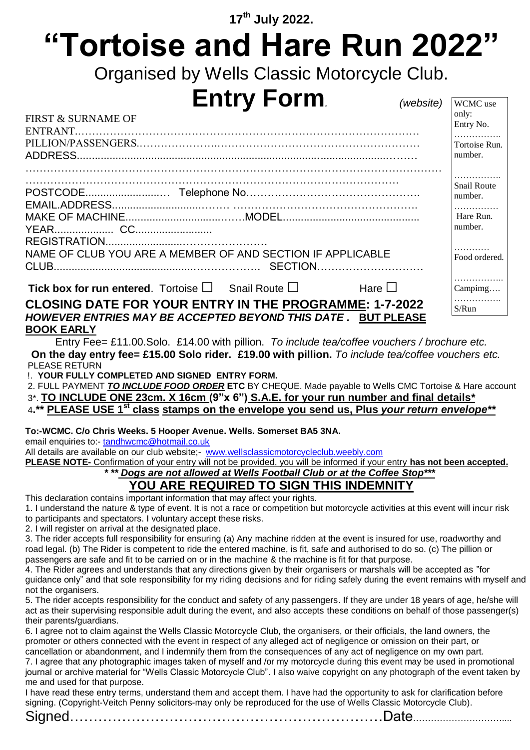**17th July 2022.**

# "Tortoise and Hare Run 2022"

Organised by Wells Classic Motorcycle Club.

# Entry Form.

*(website)*

| WCMC use only: |
|---|
| Entry No. ……………. |
| Tortoise Run. number. ……………. |
| Snail Route number. …………… |
| Hare Run. number. ………… |
| Food ordered. …………….. |
| Campimg…. ……………. |
| S/Run |

FIRST & SURNAME OF ENTRANT……………………………………………………………………………………
PILLION/PASSENGERS…………………………………………………………………………
ADDRESS.......................................................................................................………
……………………………………………………………………………………………………
…………………………………………………………………………………………
POSTCODE..........................… Telephone No………………………………………….
EMAIL.ADDRESS..........................……… …………………………………………….
MAKE OF MACHINE...................................……MODEL............................................
YEAR.................... CC..........................
REGISTRATION.........................……………………
NAME OF CLUB YOU ARE A MEMBER OF AND SECTION IF APPLICABLE
CLUB..............................................……………… SECTION…………………………

**Tick box for run entered**. Tortoise ☐ Snail Route ☐ Hare ☐

**CLOSING DATE FOR YOUR ENTRY IN THE PROGRAMME: 1-7-2022**
***HOWEVER ENTRIES MAY BE ACCEPTED BEYOND THIS DATE . BUT PLEASE BOOK EARLY***

Entry Fee= £11.00.Solo. £14.00 with pillion. *To include tea/coffee vouchers / brochure etc.*
**On the day entry fee= £15.00 Solo rider. £19.00 with pillion.** *To include tea/coffee vouchers etc.*

PLEASE RETURN

!. **YOUR FULLY COMPLETED AND SIGNED ENTRY FORM.**
2. FULL PAYMENT ***TO INCLUDE FOOD ORDER*** **ETC** BY CHEQUE. Made payable to Wells CMC Tortoise & Hare account
3*. **TO INCLUDE ONE 23cm. X 16cm (9"x 6") S.A.E. for your run number and final details***
4.**** PLEASE USE 1st class stamps on the envelope you send us, Plus *your return envelope***

**To:-WCMC. C/o Chris Weeks. 5 Hooper Avenue. Wells. Somerset BA5 3NA.**
email enquiries to:- tandhwcmc@hotmail.co.uk
All details are available on our club website;- www.wellsclassicmotorcycleclub.weebly.com
**PLEASE NOTE-** Confirmation of your entry will not be provided, you will be informed if your entry **has not been accepted.**

***** *Dogs are not allowed at Wells Football Club or at the Coffee Stop*****

## YOU ARE REQUIRED TO SIGN THIS INDEMNITY

This declaration contains important information that may affect your rights.

1. I understand the nature & type of event. It is not a race or competition but motorcycle activities at this event will incur risk to participants and spectators. I voluntary accept these risks.
2. I will register on arrival at the designated place.
3. The rider accepts full responsibility for ensuring (a) Any machine ridden at the event is insured for use, roadworthy and road legal. (b) The Rider is competent to ride the entered machine, is fit, safe and authorised to do so. (c) The pillion or passengers are safe and fit to be carried on or in the machine & the machine is fit for that purpose.
4. The Rider agrees and understands that any directions given by their organisers or marshals will be accepted as "for guidance only" and that sole responsibility for my riding decisions and for riding safely during the event remains with myself and not the organisers.
5. The rider accepts responsibility for the conduct and safety of any passengers. If they are under 18 years of age, he/she will act as their supervising responsible adult during the event, and also accepts these conditions on behalf of those passenger(s) their parents/guardians.
6. I agree not to claim against the Wells Classic Motorcycle Club, the organisers, or their officials, the land owners, the promoter or others connected with the event in respect of any alleged act of negligence or omission on their part, or cancellation or abandonment, and I indemnify them from the consequences of any act of negligence on my own part.
7. I agree that any photographic images taken of myself and /or my motorcycle during this event may be used in promotional journal or archive material for "Wells Classic Motorcycle Club". I also waive copyright on any photograph of the event taken by me and used for that purpose.

I have read these entry terms, understand them and accept them. I have had the opportunity to ask for clarification before signing. (Copyright-Veitch Penny solicitors-may only be reproduced for the use of Wells Classic Motorcycle Club).

Signed…………………………………………………………Date................................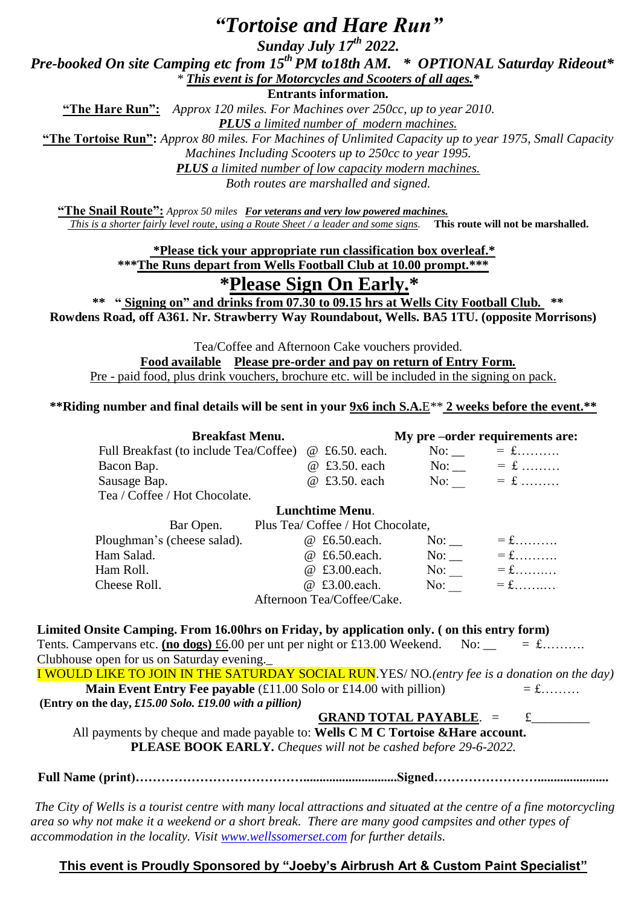# *"Tortoise and Hare Run"*

***Sunday July 17th 2022.***

***Pre-booked On site Camping etc from 15th PM to18th AM. \* OPTIONAL Saturday Rideout\****

*\* **This event is for Motorcycles and Scooters of all ages.\****

**Entrants information.**

**"The Hare Run":** *Approx 120 miles. For Machines over 250cc, up to year 2010.*
***PLUS** a limited number of modern machines.*

**"The Tortoise Run":** *Approx 80 miles. For Machines of Unlimited Capacity up to year 1975, Small Capacity Machines Including Scooters up to 250cc to year 1995.*
***PLUS** a limited number of low capacity modern machines.*
*Both routes are marshalled and signed.*

**"The Snail Route":** *Approx 50 miles* ***For veterans and very low powered machines.***
*This is a shorter fairly level route, using a Route Sheet / a leader and some signs.* **This route will not be marshalled.**

**\*Please tick your appropriate run classification box overleaf.\***

**\*\*\*The Runs depart from Wells Football Club at 10.00 prompt.\*\*\***

## \*Please Sign On Early.\*

**\*\* " Signing on" and drinks from 07.30 to 09.15 hrs at Wells City Football Club. \*\***

**Rowdens Road, off A361. Nr. Strawberry Way Roundabout, Wells. BA5 1TU. (opposite Morrisons)**

Tea/Coffee and Afternoon Cake vouchers provided.

**Food available Please pre-order and pay on return of Entry Form.**

Pre - paid food, plus drink vouchers, brochure etc. will be included in the signing on pack.

**\*\*Riding number and final details will be sent in your 9x6 inch S.A.**E\*\* **2 weeks before the event.\*\***

| **Breakfast Menu.** | | **My pre –order requirements are:** | |
|---|---|---|---|
| Full Breakfast (to include Tea/Coffee) | @ £6.50. each. | No: __ | = £………. |
| Bacon Bap. | @ £3.50. each | No: __ | = £ ……… |
| Sausage Bap. | @ £3.50. each | No: __ | = £ ……… |
| Tea / Coffee / Hot Chocolate. | | | |
| **Lunchtime Menu**. | | | |
| Bar Open. | Plus Tea/ Coffee / Hot Chocolate, | | |
| Ploughman's (cheese salad). | @ £6.50.each. | No: __ | = £………. |
| Ham Salad. | @ £6.50.each. | No: __ | = £………. |
| Ham Roll. | @ £3.00.each. | No: __ | = £……..… |
| Cheese Roll. | @ £3.00.each. | No: __ | = £……..… |
| | Afternoon Tea/Coffee/Cake. | | |

**Limited Onsite Camping. From 16.00hrs on Friday, by application only. ( on this entry form)**
Tents. Campervans etc. **(no dogs)** £6.00 per unt per night or £13.00 Weekend. No: __ = £……….
Clubhouse open for us on Saturday evening._

I WOULD LIKE TO JOIN IN THE SATURDAY SOCIAL RUN.YES/ NO.*(entry fee is a donation on the day)*

**Main Event Entry Fee payable** (£11.00 Solo or £14.00 with pillion) = £………

**(Entry on the day, *£15.00 Solo. £19.00 with a pillion)***

**GRAND TOTAL PAYABLE**. = £_________

All payments by cheque and made payable to: **Wells C M C Tortoise &Hare account.**

**PLEASE BOOK EARLY.** *Cheques will not be cashed before 29-6-2022.*

**Full Name (print)………………………………..............................Signed……………………......................**

*The City of Wells is a tourist centre with many local attractions and situated at the centre of a fine motorcycling area so why not make it a weekend or a short break. There are many good campsites and other types of accommodation in the locality. Visit www.wellssomerset.com for further details.*

**This event is Proudly Sponsored by "Joeby's Airbrush Art & Custom Paint Specialist"**